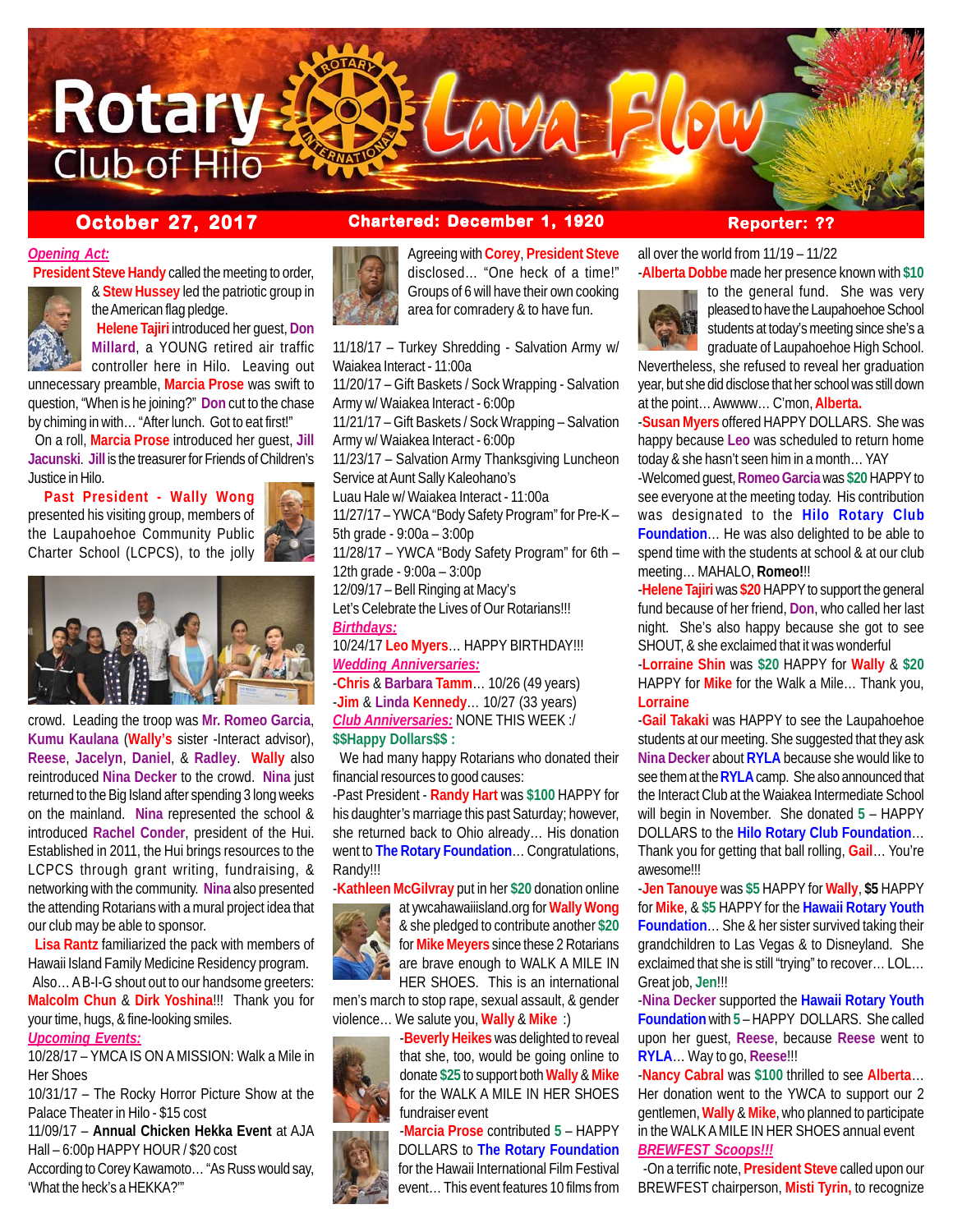# Rotary Club of Hilo Lava Flow

**October 27, 2017** | **Chartered: December 1, 1920** | **Reporter: ??**

***Opening Act:***

**President Steve Handy** called the meeting to order, & **Stew Hussey** led the patriotic group in the American flag pledge.

**Helene Tajiri** introduced her guest, **Don Millard**, a YOUNG retired air traffic controller here in Hilo. Leaving out unnecessary preamble, **Marcia Prose** was swift to question, "When is he joining?" **Don** cut to the chase by chiming in with… "After lunch. Got to eat first!"

On a roll, **Marcia Prose** introduced her guest, **Jill Jacunski**. **Jill** is the treasurer for Friends of Children's Justice in Hilo.

**Past President - Wally Wong** presented his visiting group, members of the Laupahoehoe Community Public Charter School (LCPCS), to the jolly crowd. Touring the troop was **Mr. Romeo Garcia**, **Kumu Kaulana** (**Wally's** sister -Interact advisor), **Reese**, **Jacelyn**, **Daniel**, & **Radley**. **Wally** also reintroduced **Nina Decker** to the crowd. **Nina** just returned to the Big Island after spending 3 long weeks on the mainland. **Nina** represented the school & introduced **Rachel Conder**, president of the Hui. Established in 2011, the Hui brings resources to the LCPCS through grant writing, fundraising, & networking with the community. **Nina** also presented the attending Rotarians with a mural project idea that our club may be able to sponsor.

**Lisa Rantz** familiarized the pack with members of Hawaii Island Family Medicine Residency program.

Also… A B-I-G shout out to our handsome greeters: **Malcolm Chun** & **Dirk Yoshina**!!! Thank you for your time, hugs, & fine-looking smiles.

***Upcoming Events:***

10/28/17 – YMCA IS ON A MISSION: Walk a Mile in Her Shoes

10/31/17 – The Rocky Horror Picture Show at the Palace Theater in Hilo - $15 cost

11/09/17 – **Annual Chicken Hekka Event** at AJA Hall – 6:00p HAPPY HOUR / $20 cost

According to Corey Kawamoto… "As Russ would say, 'What the heck's a HEKKA?'"

Agreeing with **Corey**, **President Steve** disclosed… "One heck of a time!" Groups of 6 will have their own cooking area for comradery & to have fun.

11/18/17 – Turkey Shredding - Salvation Army w/ Waiakea Interact - 11:00a

11/20/17 – Gift Baskets / Sock Wrapping - Salvation Army w/ Waiakea Interact - 6:00p

11/21/17 – Gift Baskets / Sock Wrapping – Salvation Army w/ Waiakea Interact - 6:00p

11/23/17 – Salvation Army Thanksgiving Luncheon Service at Aunt Sally Kaleohano's Luau Hale w/ Waiakea Interact - 11:00a

11/27/17 – YWCA "Body Safety Program" for Pre-K – 5th grade - 9:00a – 3:00p

11/28/17 – YWCA "Body Safety Program" for 6th – 12th grade - 9:00a – 3:00p

12/09/17 – Bell Ringing at Macy's

Let's Celebrate the Lives of Our Rotarians!!!

***Birthdays:***

10/24/17 **Leo Myers**… HAPPY BIRTHDAY!!!

***Wedding Anniversaries:***

-**Chris** & **Barbara Tamm**… 10/26 (49 years)

-**Jim** & **Linda Kennedy**… 10/27 (33 years)

***Club Anniversaries:*** NONE THIS WEEK :/

**$$Happy Dollars$$ :**

We had many happy Rotarians who donated their financial resources to good causes:

-Past President - **Randy Hart** was **$100** HAPPY for his daughter's marriage this past Saturday; however, she returned back to Ohio already… His donation went to **The Rotary Foundation**… Congratulations, Randy!!!

-**Kathleen McGilvray** put in her **$20** donation online at ywcahawaiiisland.org for **Wally Wong** & she pledged to contribute another **$20** for **Mike Meyers** since these 2 Rotarians are brave enough to WALK A MILE IN HER SHOES. This is an international men's march to stop rape, sexual assault, & gender violence… We salute you, **Wally** & **Mike** :)

-**Beverly Heikes** was delighted to reveal that she, too, would be going online to donate **$25** to support both **Wally** & **Mike** for the WALK A MILE IN HER SHOES fundraiser event

-**Marcia Prose** contributed **5** – HAPPY DOLLARS to **The Rotary Foundation** for the Hawaii International Film Festival event… This event features 10 films from all over the world from 11/19 – 11/22

-**Alberta Dobbe** made her presence known with **$10** to the general fund. She was very pleased to have the Laupahoehoe School students at today's meeting since she's a graduate of Laupahoehoe High School. Nevertheless, she refused to reveal her graduation year, but she did disclose that her school was still down at the point… Awwww… C'mon, **Alberta.**

-**Susan Myers** offered HAPPY DOLLARS. She was happy because **Leo** was scheduled to return home today & she hasn't seen him in a month… YAY

-Welcomed guest, **Romeo Garcia** was **$20** HAPPY to see everyone at the meeting today. His contribution was designated to the **Hilo Rotary Club Foundation**… He was also delighted to be able to spend time with the students at school & at our club meeting… MAHALO, **Romeo!**!!

-**Helene Tajiri** was **$20** HAPPY to support the general fund because of her friend, **Don**, who called her last night. She's also happy because she got to see SHOUT, & she exclaimed that it was wonderful

-**Lorraine Shin** was **$20** HAPPY for **Wally** & **$20** HAPPY for **Mike** for the Walk a Mile… Thank you, **Lorraine**

-**Gail Takaki** was HAPPY to see the Laupahoehoe students at our meeting. She suggested that they ask **Nina Decker** about **RYLA** because she would like to see them at the **RYLA** camp. She also announced that the Interact Club at the Waiakea Intermediate School will begin in November. She donated **5** – HAPPY DOLLARS to the **Hilo Rotary Club Foundation**… Thank you for getting that ball rolling, **Gail**… You're awesome!!!

-**Jen Tanouye** was **$5** HAPPY for **Wally**, **$5** HAPPY for **Mike**, & **$5** HAPPY for the **Hawaii Rotary Youth Foundation**… She & her sister survived taking their grandchildren to Las Vegas & to Disneyland. She exclaimed that she is still "trying" to recover… LOL… Great job, **Jen**!!!

-**Nina Decker** supported the **Hawaii Rotary Youth Foundation** with **5** – HAPPY DOLLARS. She called upon her guest, **Reese**, because **Reese** went to **RYLA**… Way to go, **Reese**!!!

-**Nancy Cabral** was **$100** thrilled to see **Alberta**… Her donation went to the YWCA to support our 2 gentlemen, **Wally** & **Mike**, who planned to participate in the WALK A MILE IN HER SHOES annual event

***BREWFEST Scoops!!!***

-On a terrific note, **President Steve** called upon our BREWFEST chairperson, **Misti Tyrin,** to recognize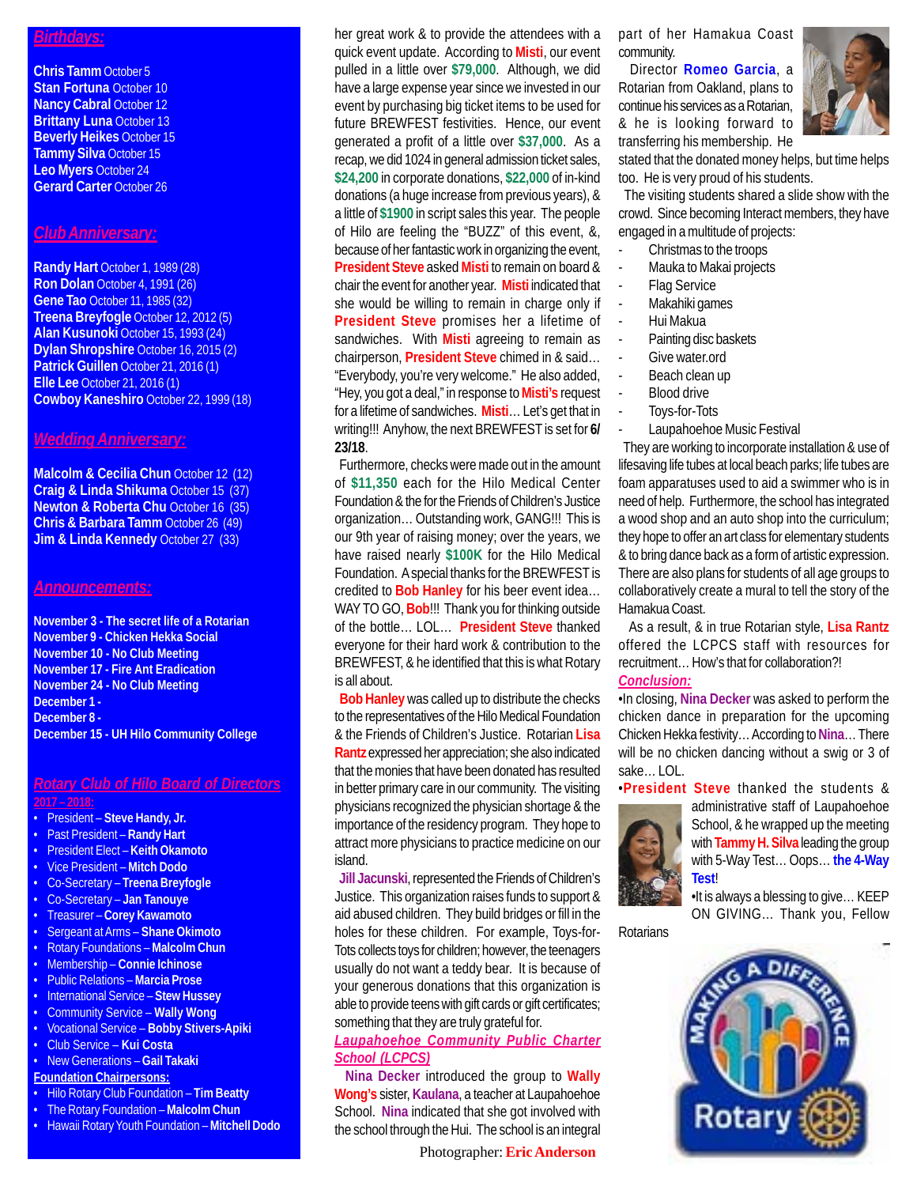## *Birthdays:*

**Chris Tamm** October 5
**Stan Fortuna** October 10
**Nancy Cabral** October 12
**Brittany Luna** October 13
**Beverly Heikes** October 15
**Tammy Silva** October 15
**Leo Myers** October 24
**Gerard Carter** October 26

## *Club Anniversary:*

**Randy Hart** October 1, 1989 (28)
**Ron Dolan** October 4, 1991 (26)
**Gene Tao** October 11, 1985 (32)
**Treena Breyfogle** October 12, 2012 (5)
**Alan Kusunoki** October 15, 1993 (24)
**Dylan Shropshire** October 16, 2015 (2)
**Patrick Guillen** October 21, 2016 (1)
**Elle Lee** October 21, 2016 (1)
**Cowboy Kaneshiro** October 22, 1999 (18)

## *Wedding Anniversary:*

**Malcolm & Cecilia Chun** October 12 (12)
**Craig & Linda Shikuma** October 15 (37)
**Newton & Roberta Chu** October 16 (35)
**Chris & Barbara Tamm** October 26 (49)
**Jim & Linda Kennedy** October 27 (33)

## *Announcements:*

**November 3 - The secret life of a Rotarian**
**November 9 - Chicken Hekka Social**
**November 10 - No Club Meeting**
**November 17 - Fire Ant Eradication**
**November 24 - No Club Meeting**
**December 1 -**
**December 8 -**
**December 15 - UH Hilo Community College**

## *Rotary Club of Hilo Board of Directors*

**2017 – 2018:**

- President – **Steve Handy, Jr.**
- Past President – **Randy Hart**
- President Elect – **Keith Okamoto**
- Vice President – **Mitch Dodo**
- Co-Secretary – **Treena Breyfogle**
- Co-Secretary – **Jan Tanouye**
- Treasurer – **Corey Kawamoto**
- Sergeant at Arms – **Shane Okimoto**
- Rotary Foundations – **Malcolm Chun**
- Membership – **Connie Ichinose**
- Public Relations – **Marcia Prose**
- International Service – **Stew Hussey**
- Community Service – **Wally Wong**
- Vocational Service – **Bobby Stivers-Apiki**
- Club Service – **Kui Costa**
- New Generations – **Gail Takaki**

**Foundation Chairpersons:**

- Hilo Rotary Club Foundation – **Tim Beatty**
- The Rotary Foundation – **Malcolm Chun**
- Hawaii Rotary Youth Foundation – **Mitchell Dodo**

her great work & to provide the attendees with a quick event update. According to **Misti**, our event pulled in a little over **$79,000**. Although, we did have a large expense year since we invested in our event by purchasing big ticket items to be used for future BREWFEST festivities. Hence, our event generated a profit of a little over **$37,000**. As a recap, we did 1024 in general admission ticket sales, **$24,200** in corporate donations, **$22,000** of in-kind donations (a huge increase from previous years), & a little of **$1900** in script sales this year. The people of Hilo are feeling the "BUZZ" of this event, &, because of her fantastic work in organizing the event, **President Steve** asked **Misti** to remain on board & chair the event for another year. **Misti** indicated that she would be willing to remain in charge only if **President Steve** promises her a lifetime of sandwiches. With **Misti** agreeing to remain as chairperson, **President Steve** chimed in & said… "Everybody, you're very welcome." He also added, "Hey, you got a deal," in response to **Misti's** request for a lifetime of sandwiches. **Misti**… Let's get that in writing!!! Anyhow, the next BREWFEST is set for **6/23/18**.

Furthermore, checks were made out in the amount of **$11,350** each for the Hilo Medical Center Foundation & the for the Friends of Children's Justice organization… Outstanding work, GANG!!! This is our 9th year of raising money; over the years, we have raised nearly **$100K** for the Hilo Medical Foundation. A special thanks for the BREWFEST is credited to **Bob Hanley** for his beer event idea… WAY TO GO, **Bob**!!! Thank you for thinking outside of the bottle… LOL… **President Steve** thanked everyone for their hard work & contribution to the BREWFEST, & he identified that this is what Rotary is all about.

**Bob Hanley** was called up to distribute the checks to the representatives of the Hilo Medical Foundation & the Friends of Children's Justice. Rotarian **Lisa Rantz** expressed her appreciation; she also indicated that the monies that have been donated has resulted in better primary care in our community. The visiting physicians recognized the physician shortage & the importance of the residency program. They hope to attract more physicians to practice medicine on our island.

**Jill Jacunski**, represented the Friends of Children's Justice. This organization raises funds to support & aid abused children. They build bridges or fill in the holes for these children. For example, Toys-for-Tots collects toys for children; however, the teenagers usually do not want a teddy bear. It is because of your generous donations that this organization is able to provide teens with gift cards or gift certificates; something that they are truly grateful for.

### *Laupahoehoe Community Public Charter School (LCPCS)*

**Nina Decker** introduced the group to **Wally Wong's** sister, **Kaulana**, a teacher at Laupahoehoe School. **Nina** indicated that she got involved with the school through the Hui. The school is an integral part of her Hamakua Coast community.

Director **Romeo Garcia**, a Rotarian from Oakland, plans to continue his services as a Rotarian, & he is looking forward to transferring his membership. He stated that the donated money helps, but time helps too. He is very proud of his students.

The visiting students shared a slide show with the crowd. Since becoming Interact members, they have engaged in a multitude of projects:

- Christmas to the troops
- Mauka to Makai projects
- Flag Service
- Makahiki games
- Hui Makua
- Painting disc baskets
- Give water.ord
- Beach clean up
- Blood drive
- Toys-for-Tots
- Laupahoehoe Music Festival

They are working to incorporate installation & use of lifesaving life tubes at local beach parks; life tubes are foam apparatuses used to aid a swimmer who is in need of help. Furthermore, the school has integrated a wood shop and an auto shop into the curriculum; they hope to offer an art class for elementary students & to bring dance back as a form of artistic expression. There are also plans for students of all age groups to collaboratively create a mural to tell the story of the Hamakua Coast.

As a result, & in true Rotarian style, **Lisa Rantz** offered the LCPCS staff with resources for recruitment… How's that for collaboration?!

### *Conclusion:*

•In closing, **Nina Decker** was asked to perform the chicken dance in preparation for the upcoming Chicken Hekka festivity… According to **Nina**… There will be no chicken dancing without a swig or 3 of sake… LOL.

•**President Steve** thanked the students & administrative staff of Laupahoehoe School, & he wrapped up the meeting with **Tammy H. Silva** leading the group with 5-Way Test… Oops… **the 4-Way Test**!

•It is always a blessing to give… KEEP ON GIVING… Thank you, Fellow Rotarians

Photographer: **Eric Anderson**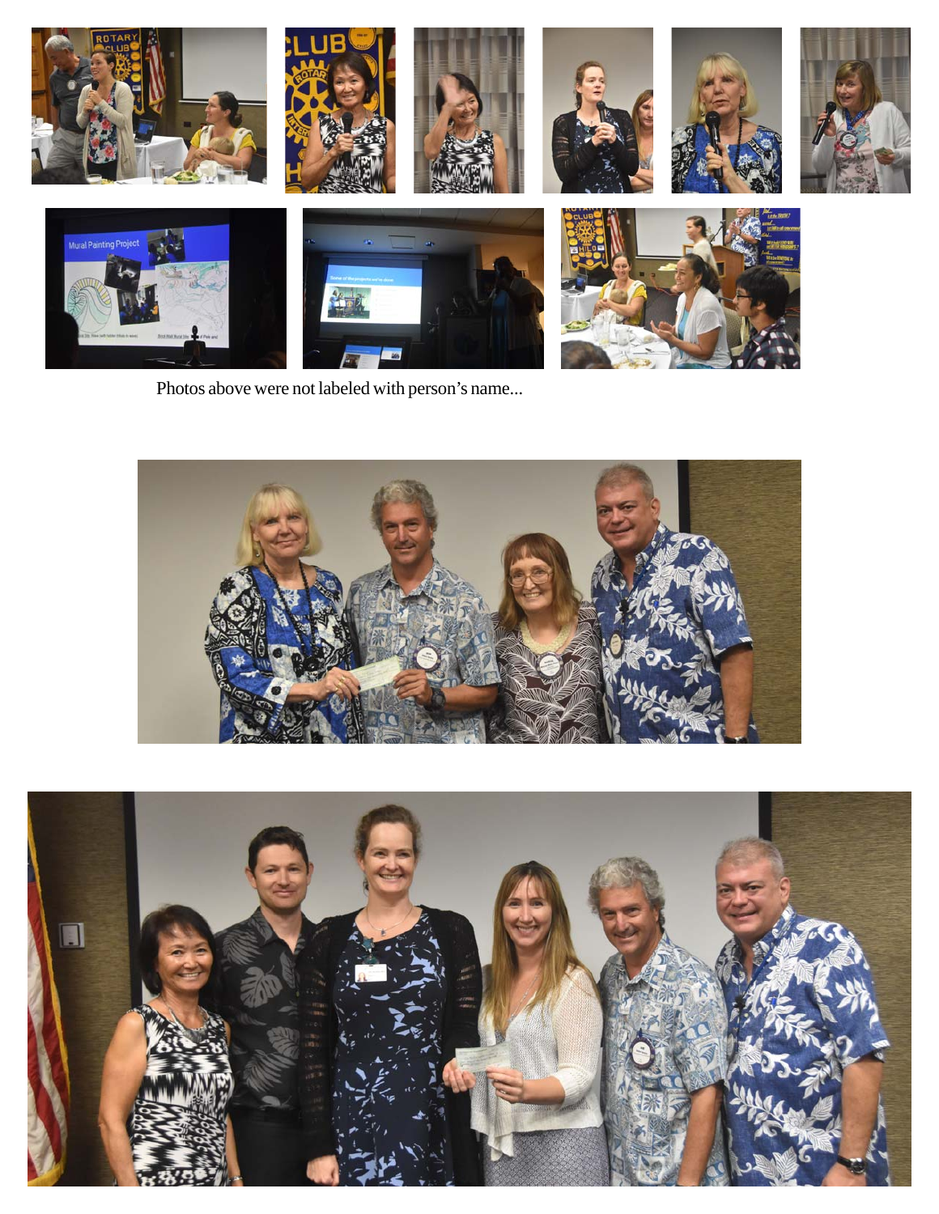Photos above were not labeled with person's name...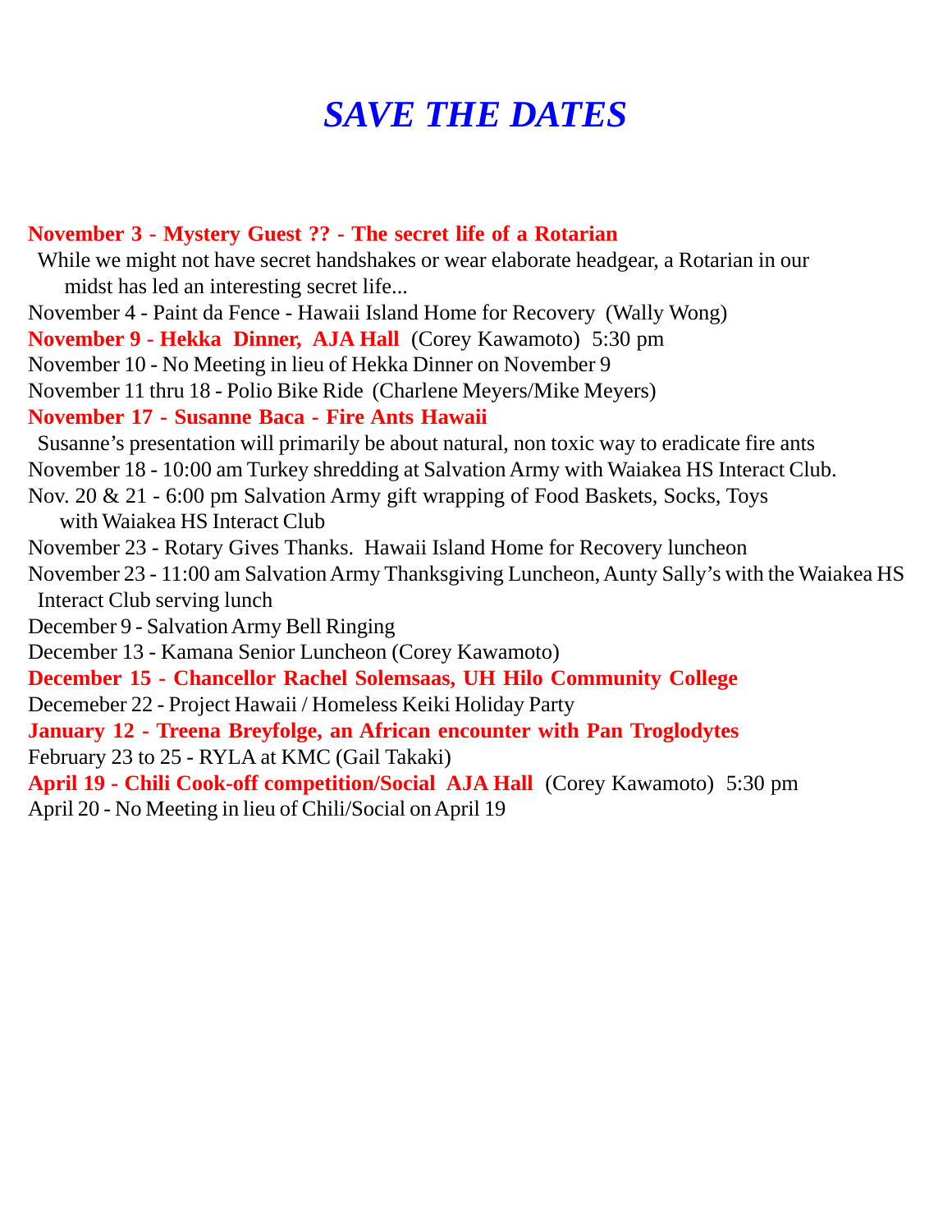# *SAVE THE DATES*

**November 3 - Mystery Guest ?? - The secret life of a Rotarian**
While we might not have secret handshakes or wear elaborate headgear, a Rotarian in our midst has led an interesting secret life...

November 4 - Paint da Fence - Hawaii Island Home for Recovery (Wally Wong)

**November 9 - Hekka Dinner, AJA Hall** (Corey Kawamoto) 5:30 pm

November 10 - No Meeting in lieu of Hekka Dinner on November 9

November 11 thru 18 - Polio Bike Ride (Charlene Meyers/Mike Meyers)

**November 17 - Susanne Baca - Fire Ants Hawaii**
Susanne's presentation will primarily be about natural, non toxic way to eradicate fire ants

November 18 - 10:00 am Turkey shredding at Salvation Army with Waiakea HS Interact Club.

Nov. 20 & 21 - 6:00 pm Salvation Army gift wrapping of Food Baskets, Socks, Toys with Waiakea HS Interact Club

November 23 - Rotary Gives Thanks. Hawaii Island Home for Recovery luncheon

November 23 - 11:00 am Salvation Army Thanksgiving Luncheon, Aunty Sally's with the Waiakea HS Interact Club serving lunch

December 9 - Salvation Army Bell Ringing

December 13 - Kamana Senior Luncheon (Corey Kawamoto)

**December 15 - Chancellor Rachel Solemsaas, UH Hilo Community College**

Decemeber 22 - Project Hawaii / Homeless Keiki Holiday Party

**January 12 - Treena Breyfolge, an African encounter with Pan Troglodytes**

February 23 to 25 - RYLA at KMC (Gail Takaki)

**April 19 - Chili Cook-off competition/Social AJA Hall** (Corey Kawamoto) 5:30 pm

April 20 - No Meeting in lieu of Chili/Social on April 19